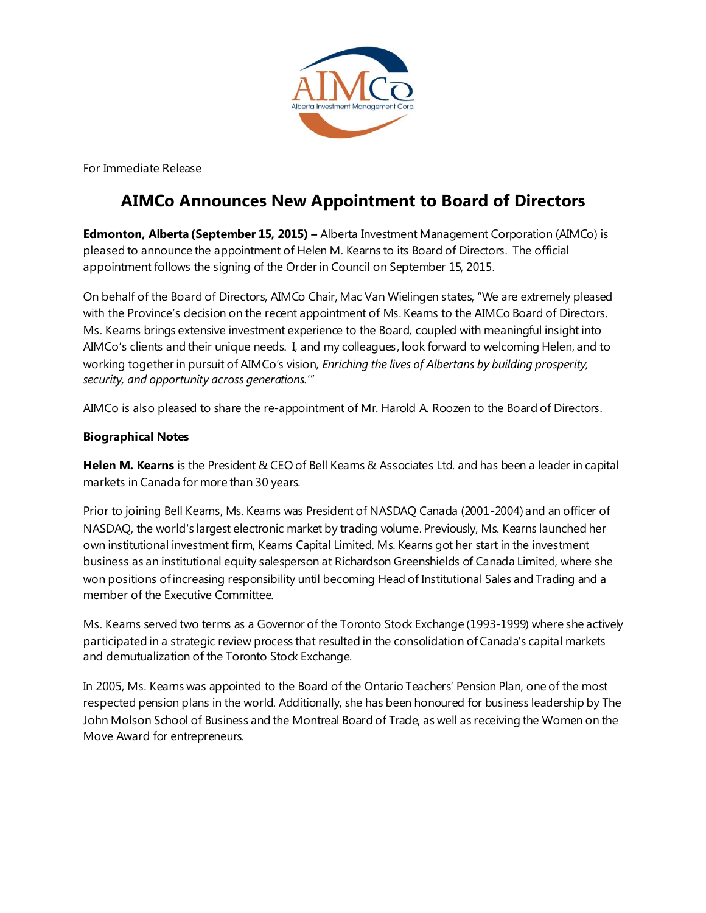For Immediate Release

# AIMCo Announces New Appointment to Board of Directors

**Edmonton, Alberta (September 15, 2015) –** Alberta Investment Management Corporation (AIMCo) is pleased to announce the appointment of Helen M. Kearns to its Board of Directors. The official appointment follows the signing of the Order in Council on September 15, 2015.

On behalf of the Board of Directors, AIMCo Chair, Mac Van Wielingen states, "We are extremely pleased with the Province's decision on the recent appointment of Ms. Kearns to the AIMCo Board of Directors. Ms. Kearns brings extensive investment experience to the Board, coupled with meaningful insight into AIMCo's clients and their unique needs. I, and my colleagues, look forward to welcoming Helen, and to working together in pursuit of AIMCo's vision, *Enriching the lives of Albertans by building prosperity, security, and opportunity across generations.'"*

AIMCo is also pleased to share the re-appointment of Mr. Harold A. Roozen to the Board of Directors.

**Biographical Notes**

**Helen M. Kearns** is the President & CEO of Bell Kearns & Associates Ltd. and has been a leader in capital markets in Canada for more than 30 years.

Prior to joining Bell Kearns, Ms. Kearns was President of NASDAQ Canada (2001-2004) and an officer of NASDAQ, the world's largest electronic market by trading volume. Previously, Ms. Kearns launched her own institutional investment firm, Kearns Capital Limited. Ms. Kearns got her start in the investment business as an institutional equity salesperson at Richardson Greenshields of Canada Limited, where she won positions of increasing responsibility until becoming Head of Institutional Sales and Trading and a member of the Executive Committee.

Ms. Kearns served two terms as a Governor of the Toronto Stock Exchange (1993-1999) where she actively participated in a strategic review process that resulted in the consolidation of Canada's capital markets and demutualization of the Toronto Stock Exchange.

In 2005, Ms. Kearns was appointed to the Board of the Ontario Teachers' Pension Plan, one of the most respected pension plans in the world. Additionally, she has been honoured for business leadership by The John Molson School of Business and the Montreal Board of Trade, as well as receiving the Women on the Move Award for entrepreneurs.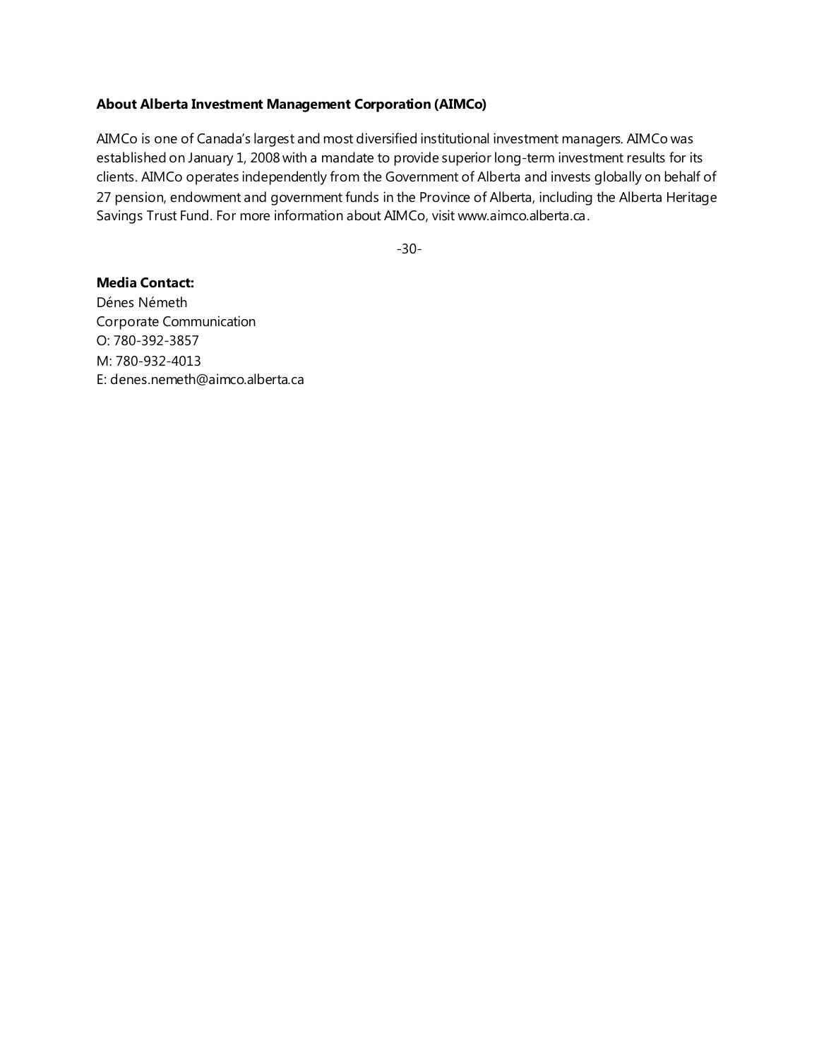**About Alberta Investment Management Corporation (AIMCo)**

AIMCo is one of Canada's largest and most diversified institutional investment managers. AIMCo was established on January 1, 2008 with a mandate to provide superior long-term investment results for its clients. AIMCo operates independently from the Government of Alberta and invests globally on behalf of 27 pension, endowment and government funds in the Province of Alberta, including the Alberta Heritage Savings Trust Fund. For more information about AIMCo, visit www.aimco.alberta.ca.

-30-

**Media Contact:**
Dénes Németh
Corporate Communication
O: 780-392-3857
M: 780-932-4013
E: denes.nemeth@aimco.alberta.ca